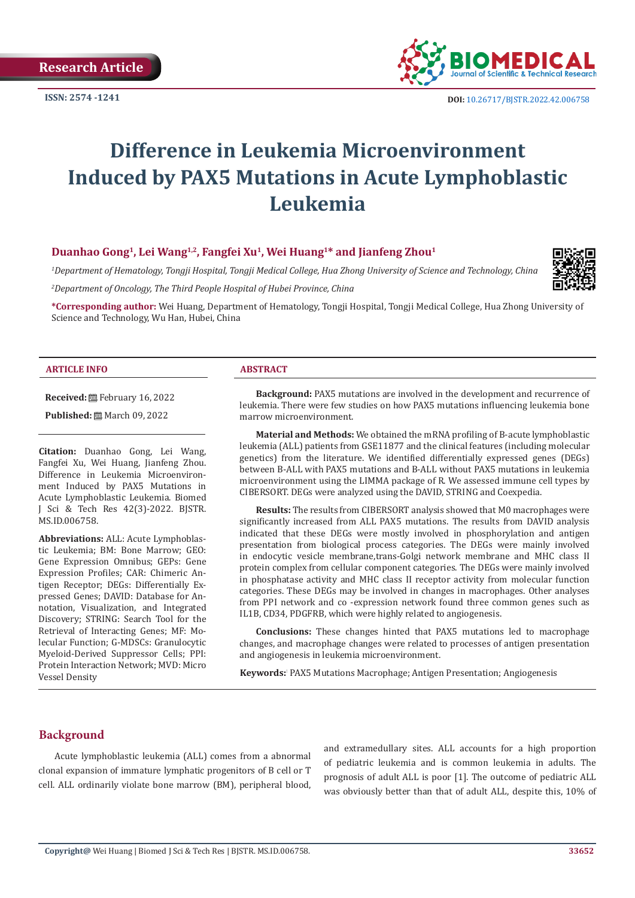Research Article

ISSN: 2574 -1241

DOI: 10.26717/BJSTR.2022.42.006758

# Difference in Leukemia Microenvironment Induced by PAX5 Mutations in Acute Lymphoblastic Leukemia

**Duanhao Gong[1], Lei Wang[1,2], Fangfei Xu[1], Wei Huang[1]* and Jianfeng Zhou[1]**

*[1]Department of Hematology, Tongji Hospital, Tongji Medical College, Hua Zhong University of Science and Technology, China*

*[2]Department of Oncology, The Third People Hospital of Hubei Province, China*

**\*Corresponding author:** Wei Huang, Department of Hematology, Tongji Hospital, Tongji Medical College, Hua Zhong University of Science and Technology, Wu Han, Hubei, China

### ARTICLE INFO

**Received:** February 16, 2022

**Published:** March 09, 2022

**Citation:** Duanhao Gong, Lei Wang, Fangfei Xu, Wei Huang, Jianfeng Zhou. Difference in Leukemia Microenvironment Induced by PAX5 Mutations in Acute Lymphoblastic Leukemia. Biomed J Sci & Tech Res 42(3)-2022. BJSTR. MS.ID.006758.

**Abbreviations:** ALL: Acute Lymphoblastic Leukemia; BM: Bone Marrow; GEO: Gene Expression Omnibus; GEPs: Gene Expression Profiles; CAR: Chimeric Antigen Receptor; DEGs: Differentially Expressed Genes; DAVID: Database for Annotation, Visualization, and Integrated Discovery; STRING: Search Tool for the Retrieval of Interacting Genes; MF: Molecular Function; G-MDSCs: Granulocytic Myeloid-Derived Suppressor Cells; PPI: Protein Interaction Network; MVD: Micro Vessel Density

### ABSTRACT

**Background:** PAX5 mutations are involved in the development and recurrence of leukemia. There were few studies on how PAX5 mutations influencing leukemia bone marrow microenvironment.

**Material and Methods:** We obtained the mRNA profiling of B-acute lymphoblastic leukemia (ALL) patients from GSE11877 and the clinical features (including molecular genetics) from the literature. We identified differentially expressed genes (DEGs) between B-ALL with PAX5 mutations and B-ALL without PAX5 mutations in leukemia microenvironment using the LIMMA package of R. We assessed immune cell types by CIBERSORT. DEGs were analyzed using the DAVID, STRING and Coexpedia.

**Results:** The results from CIBERSORT analysis showed that M0 macrophages were significantly increased from ALL PAX5 mutations. The results from DAVID analysis indicated that these DEGs were mostly involved in phosphorylation and antigen presentation from biological process categories. The DEGs were mainly involved in endocytic vesicle membrane,trans-Golgi network membrane and MHC class II protein complex from cellular component categories. The DEGs were mainly involved in phosphatase activity and MHC class II receptor activity from molecular function categories. These DEGs may be involved in changes in macrophages. Other analyses from PPI network and co -expression network found three common genes such as IL1B, CD34, PDGFRB, which were highly related to angiogenesis.

**Conclusions:** These changes hinted that PAX5 mutations led to macrophage changes, and macrophage changes were related to processes of antigen presentation and angiogenesis in leukemia microenvironment.

**Keywords:** PAX5 Mutations Macrophage; Antigen Presentation; Angiogenesis

## Background

Acute lymphoblastic leukemia (ALL) comes from a abnormal clonal expansion of immature lymphatic progenitors of B cell or T cell. ALL ordinarily violate bone marrow (BM), peripheral blood, and extramedullary sites. ALL accounts for a high proportion of pediatric leukemia and is common leukemia in adults. The prognosis of adult ALL is poor [1]. The outcome of pediatric ALL was obviously better than that of adult ALL, despite this, 10% of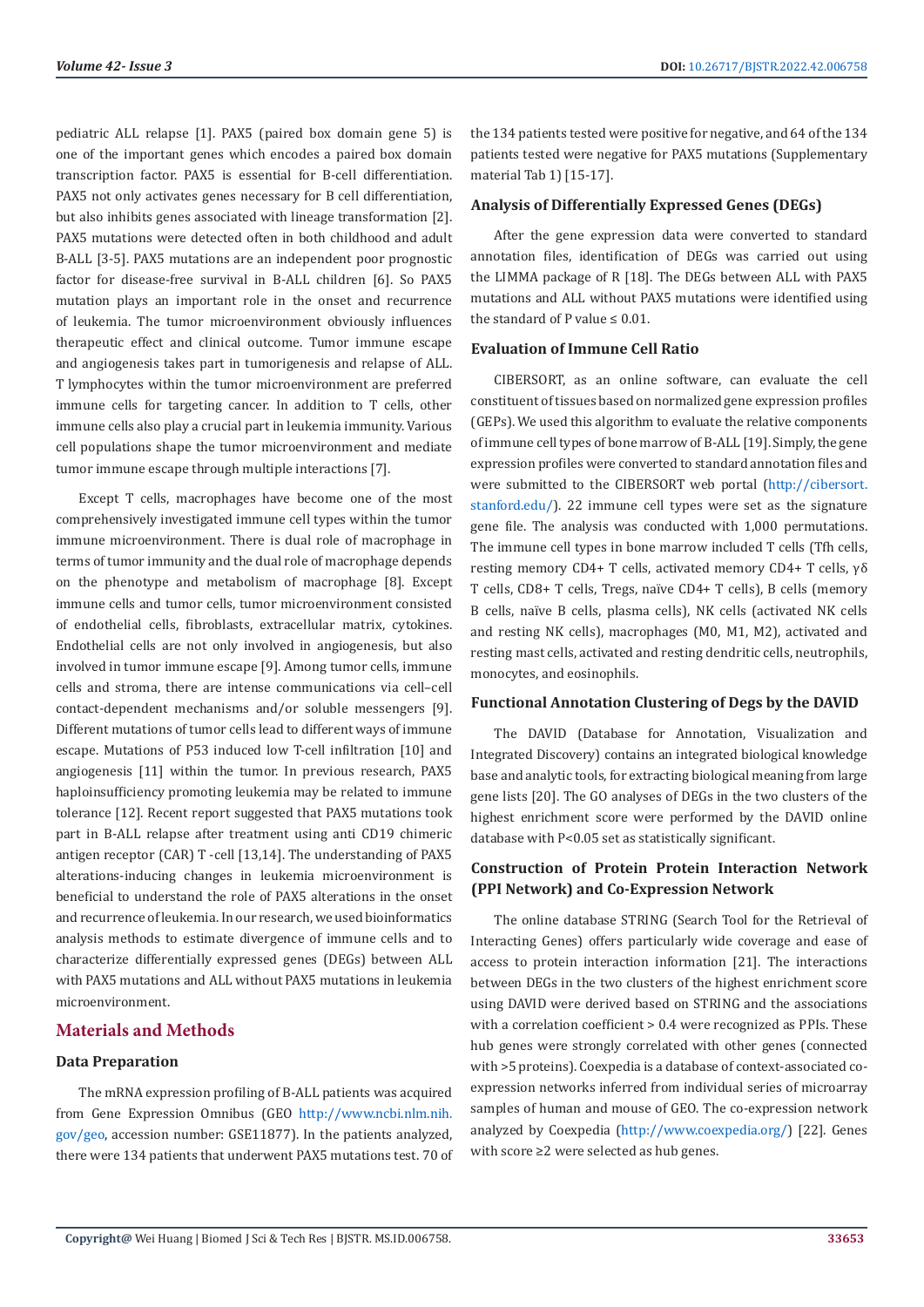pediatric ALL relapse [1]. PAX5 (paired box domain gene 5) is one of the important genes which encodes a paired box domain transcription factor. PAX5 is essential for B-cell differentiation. PAX5 not only activates genes necessary for B cell differentiation, but also inhibits genes associated with lineage transformation [2]. PAX5 mutations were detected often in both childhood and adult B-ALL [3-5]. PAX5 mutations are an independent poor prognostic factor for disease-free survival in B-ALL children [6]. So PAX5 mutation plays an important role in the onset and recurrence of leukemia. The tumor microenvironment obviously influences therapeutic effect and clinical outcome. Tumor immune escape and angiogenesis takes part in tumorigenesis and relapse of ALL. T lymphocytes within the tumor microenvironment are preferred immune cells for targeting cancer. In addition to T cells, other immune cells also play a crucial part in leukemia immunity. Various cell populations shape the tumor microenvironment and mediate tumor immune escape through multiple interactions [7].

Except T cells, macrophages have become one of the most comprehensively investigated immune cell types within the tumor immune microenvironment. There is dual role of macrophage in terms of tumor immunity and the dual role of macrophage depends on the phenotype and metabolism of macrophage [8]. Except immune cells and tumor cells, tumor microenvironment consisted of endothelial cells, fibroblasts, extracellular matrix, cytokines. Endothelial cells are not only involved in angiogenesis, but also involved in tumor immune escape [9]. Among tumor cells, immune cells and stroma, there are intense communications via cell–cell contact-dependent mechanisms and/or soluble messengers [9]. Different mutations of tumor cells lead to different ways of immune escape. Mutations of P53 induced low T-cell infiltration [10] and angiogenesis [11] within the tumor. In previous research, PAX5 haploinsufficiency promoting leukemia may be related to immune tolerance [12]. Recent report suggested that PAX5 mutations took part in B-ALL relapse after treatment using anti CD19 chimeric antigen receptor (CAR) T -cell [13,14]. The understanding of PAX5 alterations-inducing changes in leukemia microenvironment is beneficial to understand the role of PAX5 alterations in the onset and recurrence of leukemia. In our research, we used bioinformatics analysis methods to estimate divergence of immune cells and to characterize differentially expressed genes (DEGs) between ALL with PAX5 mutations and ALL without PAX5 mutations in leukemia microenvironment.

## Materials and Methods

### Data Preparation

The mRNA expression profiling of B-ALL patients was acquired from Gene Expression Omnibus (GEO http://www.ncbi.nlm.nih.gov/geo, accession number: GSE11877). In the patients analyzed, there were 134 patients that underwent PAX5 mutations test. 70 of the 134 patients tested were positive for negative, and 64 of the 134 patients tested were negative for PAX5 mutations (Supplementary material Tab 1) [15-17].

### Analysis of Differentially Expressed Genes (DEGs)

After the gene expression data were converted to standard annotation files, identification of DEGs was carried out using the LIMMA package of R [18]. The DEGs between ALL with PAX5 mutations and ALL without PAX5 mutations were identified using the standard of P value ≤ 0.01.

### Evaluation of Immune Cell Ratio

CIBERSORT, as an online software, can evaluate the cell constituent of tissues based on normalized gene expression profiles (GEPs). We used this algorithm to evaluate the relative components of immune cell types of bone marrow of B-ALL [19]. Simply, the gene expression profiles were converted to standard annotation files and were submitted to the CIBERSORT web portal (http://cibersort.stanford.edu/). 22 immune cell types were set as the signature gene file. The analysis was conducted with 1,000 permutations. The immune cell types in bone marrow included T cells (Tfh cells, resting memory CD4+ T cells, activated memory CD4+ T cells, γδ T cells, CD8+ T cells, Tregs, naïve CD4+ T cells), B cells (memory B cells, naïve B cells, plasma cells), NK cells (activated NK cells and resting NK cells), macrophages (M0, M1, M2), activated and resting mast cells, activated and resting dendritic cells, neutrophils, monocytes, and eosinophils.

### Functional Annotation Clustering of Degs by the DAVID

The DAVID (Database for Annotation, Visualization and Integrated Discovery) contains an integrated biological knowledge base and analytic tools, for extracting biological meaning from large gene lists [20]. The GO analyses of DEGs in the two clusters of the highest enrichment score were performed by the DAVID online database with P<0.05 set as statistically significant.

### Construction of Protein Protein Interaction Network (PPI Network) and Co-Expression Network

The online database STRING (Search Tool for the Retrieval of Interacting Genes) offers particularly wide coverage and ease of access to protein interaction information [21]. The interactions between DEGs in the two clusters of the highest enrichment score using DAVID were derived based on STRING and the associations with a correlation coefficient > 0.4 were recognized as PPIs. These hub genes were strongly correlated with other genes (connected with >5 proteins). Coexpedia is a database of context-associated co-expression networks inferred from individual series of microarray samples of human and mouse of GEO. The co-expression network analyzed by Coexpedia (http://www.coexpedia.org/) [22]. Genes with score ≥2 were selected as hub genes.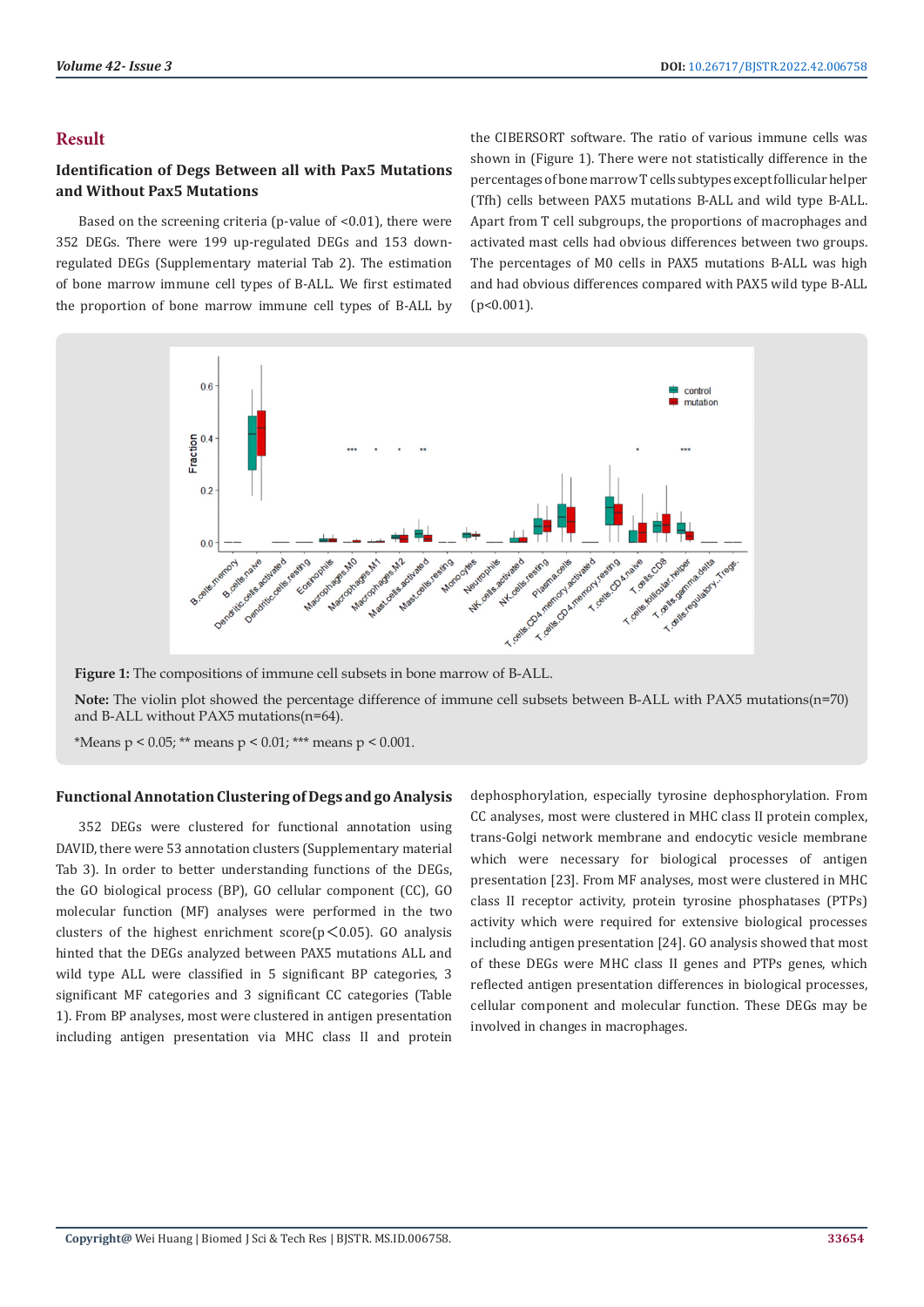## Result

### Identification of Degs Between all with Pax5 Mutations and Without Pax5 Mutations

Based on the screening criteria (p-value of <0.01), there were 352 DEGs. There were 199 up-regulated DEGs and 153 down-regulated DEGs (Supplementary material Tab 2). The estimation of bone marrow immune cell types of B-ALL. We first estimated the proportion of bone marrow immune cell types of B-ALL by the CIBERSORT software. The ratio of various immune cells was shown in (Figure 1). There were not statistically difference in the percentages of bone marrow T cells subtypes except follicular helper (Tfh) cells between PAX5 mutations B-ALL and wild type B-ALL. Apart from T cell subgroups, the proportions of macrophages and activated mast cells had obvious differences between two groups. The percentages of M0 cells in PAX5 mutations B-ALL was high and had obvious differences compared with PAX5 wild type B-ALL ($p<0.001$).

**Figure 1:** The compositions of immune cell subsets in bone marrow of B-ALL.

**Note:** The violin plot showed the percentage difference of immune cell subsets between B-ALL with PAX5 mutations(n=70) and B-ALL without PAX5 mutations(n=64).

*Means $p < 0.05$; ** means $p < 0.01$; *** means $p < 0.001$.

### Functional Annotation Clustering of Degs and go Analysis

352 DEGs were clustered for functional annotation using DAVID, there were 53 annotation clusters (Supplementary material Tab 3). In order to better understanding functions of the DEGs, the GO biological process (BP), GO cellular component (CC), GO molecular function (MF) analyses were performed in the two clusters of the highest enrichment score($p<0.05$). GO analysis hinted that the DEGs analyzed between PAX5 mutations ALL and wild type ALL were classified in 5 significant BP categories, 3 significant MF categories and 3 significant CC categories (Table 1). From BP analyses, most were clustered in antigen presentation including antigen presentation via MHC class II and protein dephosphorylation, especially tyrosine dephosphorylation. From CC analyses, most were clustered in MHC class II protein complex, trans-Golgi network membrane and endocytic vesicle membrane which were necessary for biological processes of antigen presentation [23]. From MF analyses, most were clustered in MHC class II receptor activity, protein tyrosine phosphatases (PTPs) activity which were required for extensive biological processes including antigen presentation [24]. GO analysis showed that most of these DEGs were MHC class II genes and PTPs genes, which reflected antigen presentation differences in biological processes, cellular component and molecular function. These DEGs may be involved in changes in macrophages.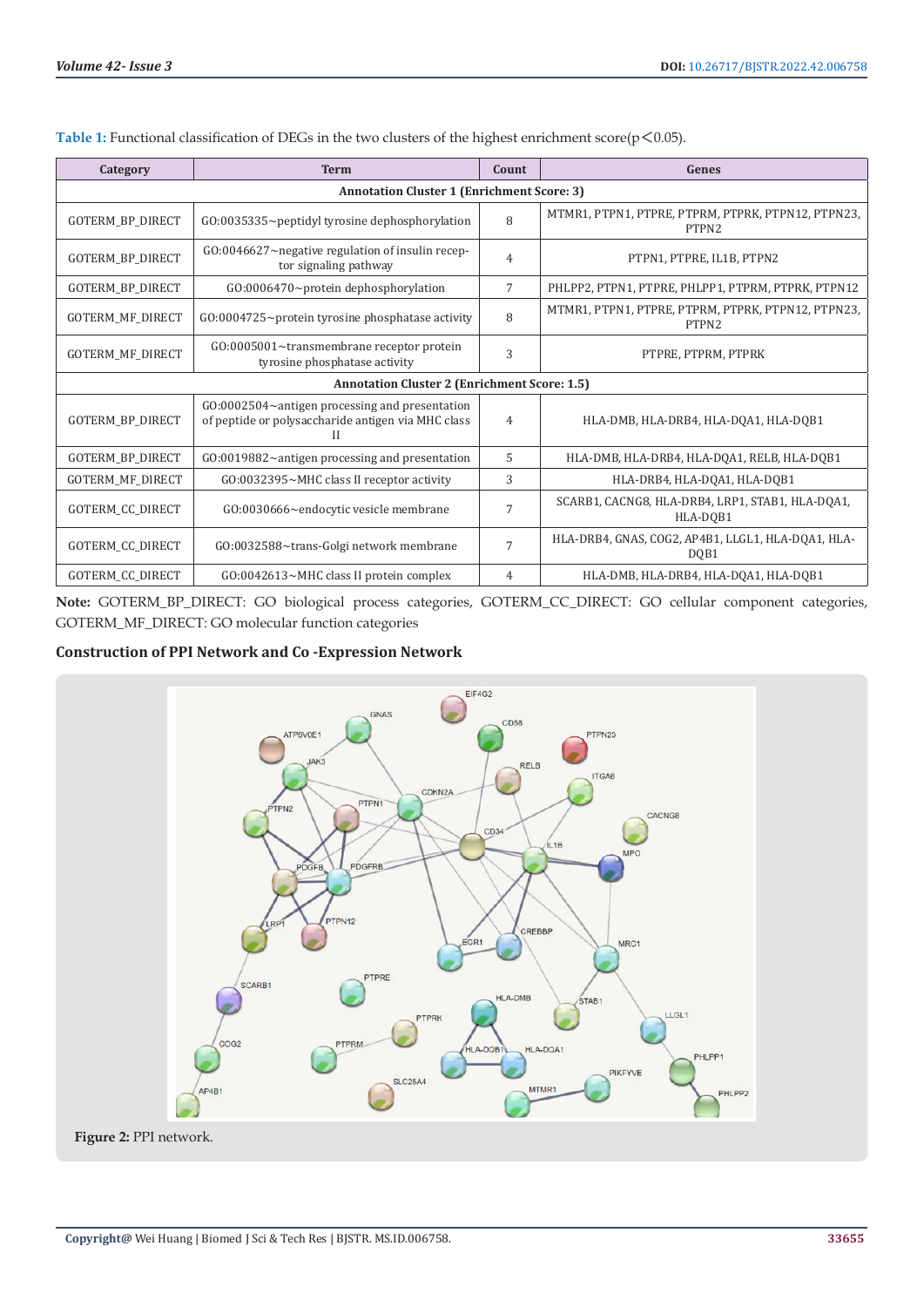**Table 1:** Functional classification of DEGs in the two clusters of the highest enrichment score($p < 0.05$).

| Category | Term | Count | Genes |
|---|---|---|---|
| **Annotation Cluster 1 (Enrichment Score: 3)** | | | |
| GOTERM_BP_DIRECT | GO:0035335~peptidyl tyrosine dephosphorylation | 8 | MTMR1, PTPN1, PTPRE, PTPRM, PTPRK, PTPN12, PTPN23, PTPN2 |
| GOTERM_BP_DIRECT | GO:0046627~negative regulation of insulin receptor signaling pathway | 4 | PTPN1, PTPRE, IL1B, PTPN2 |
| GOTERM_BP_DIRECT | GO:0006470~protein dephosphorylation | 7 | PHLPP2, PTPN1, PTPRE, PHLPP1, PTPRM, PTPRK, PTPN12 |
| GOTERM_MF_DIRECT | GO:0004725~protein tyrosine phosphatase activity | 8 | MTMR1, PTPN1, PTPRE, PTPRM, PTPRK, PTPN12, PTPN23, PTPN2 |
| GOTERM_MF_DIRECT | GO:0005001~transmembrane receptor protein tyrosine phosphatase activity | 3 | PTPRE, PTPRM, PTPRK |
| **Annotation Cluster 2 (Enrichment Score: 1.5)** | | | |
| GOTERM_BP_DIRECT | GO:0002504~antigen processing and presentation of peptide or polysaccharide antigen via MHC class II | 4 | HLA-DMB, HLA-DRB4, HLA-DQA1, HLA-DQB1 |
| GOTERM_BP_DIRECT | GO:0019882~antigen processing and presentation | 5 | HLA-DMB, HLA-DRB4, HLA-DQA1, RELB, HLA-DQB1 |
| GOTERM_MF_DIRECT | GO:0032395~MHC class II receptor activity | 3 | HLA-DRB4, HLA-DQA1, HLA-DQB1 |
| GOTERM_CC_DIRECT | GO:0030666~endocytic vesicle membrane | 7 | SCARB1, CACNG8, HLA-DRB4, LRP1, STAB1, HLA-DQA1, HLA-DQB1 |
| GOTERM_CC_DIRECT | GO:0032588~trans-Golgi network membrane | 7 | HLA-DRB4, GNAS, COG2, AP4B1, LLGL1, HLA-DQA1, HLA-DQB1 |
| GOTERM_CC_DIRECT | GO:0042613~MHC class II protein complex | 4 | HLA-DMB, HLA-DRB4, HLA-DQA1, HLA-DQB1 |

**Note:** GOTERM_BP_DIRECT: GO biological process categories, GOTERM_CC_DIRECT: GO cellular component categories, GOTERM_MF_DIRECT: GO molecular function categories

### Construction of PPI Network and Co -Expression Network

**Figure 2:** PPI network.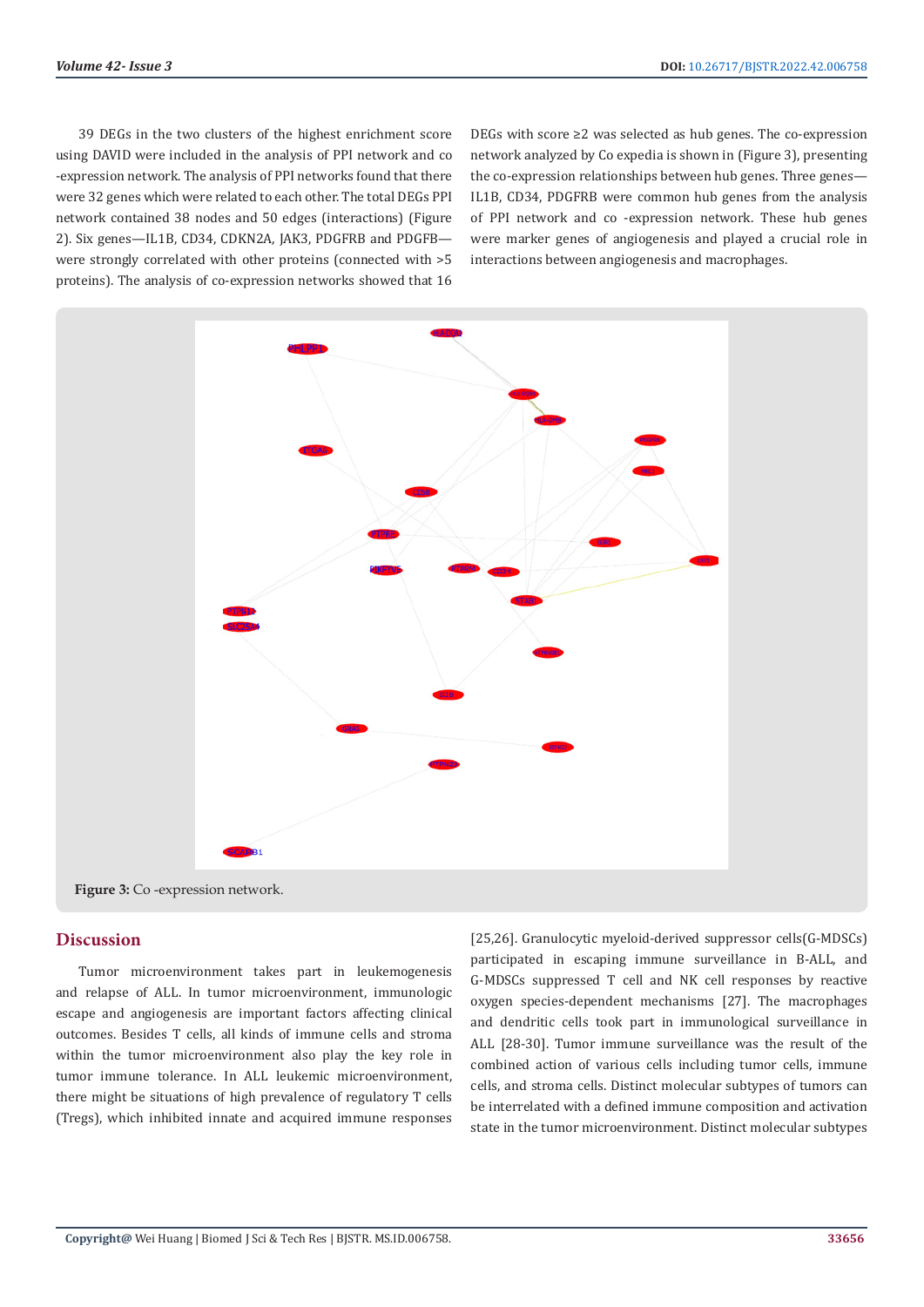39 DEGs in the two clusters of the highest enrichment score using DAVID were included in the analysis of PPI network and co -expression network. The analysis of PPI networks found that there were 32 genes which were related to each other. The total DEGs PPI network contained 38 nodes and 50 edges (interactions) (Figure 2). Six genes—IL1B, CD34, CDKN2A, JAK3, PDGFRB and PDGFB—were strongly correlated with other proteins (connected with >5 proteins). The analysis of co-expression networks showed that 16 DEGs with score ≥2 was selected as hub genes. The co-expression network analyzed by Co expedia is shown in (Figure 3), presenting the co-expression relationships between hub genes. Three genes—IL1B, CD34, PDGFRB were common hub genes from the analysis of PPI network and co -expression network. These hub genes were marker genes of angiogenesis and played a crucial role in interactions between angiogenesis and macrophages.

**Figure 3:** Co -expression network.

## Discussion

Tumor microenvironment takes part in leukemogenesis and relapse of ALL. In tumor microenvironment, immunologic escape and angiogenesis are important factors affecting clinical outcomes. Besides T cells, all kinds of immune cells and stroma within the tumor microenvironment also play the key role in tumor immune tolerance. In ALL leukemic microenvironment, there might be situations of high prevalence of regulatory T cells (Tregs), which inhibited innate and acquired immune responses [25,26]. Granulocytic myeloid-derived suppressor cells(G-MDSCs) participated in escaping immune surveillance in B-ALL, and G-MDSCs suppressed T cell and NK cell responses by reactive oxygen species-dependent mechanisms [27]. The macrophages and dendritic cells took part in immunological surveillance in ALL [28-30]. Tumor immune surveillance was the result of the combined action of various cells including tumor cells, immune cells, and stroma cells. Distinct molecular subtypes of tumors can be interrelated with a defined immune composition and activation state in the tumor microenvironment. Distinct molecular subtypes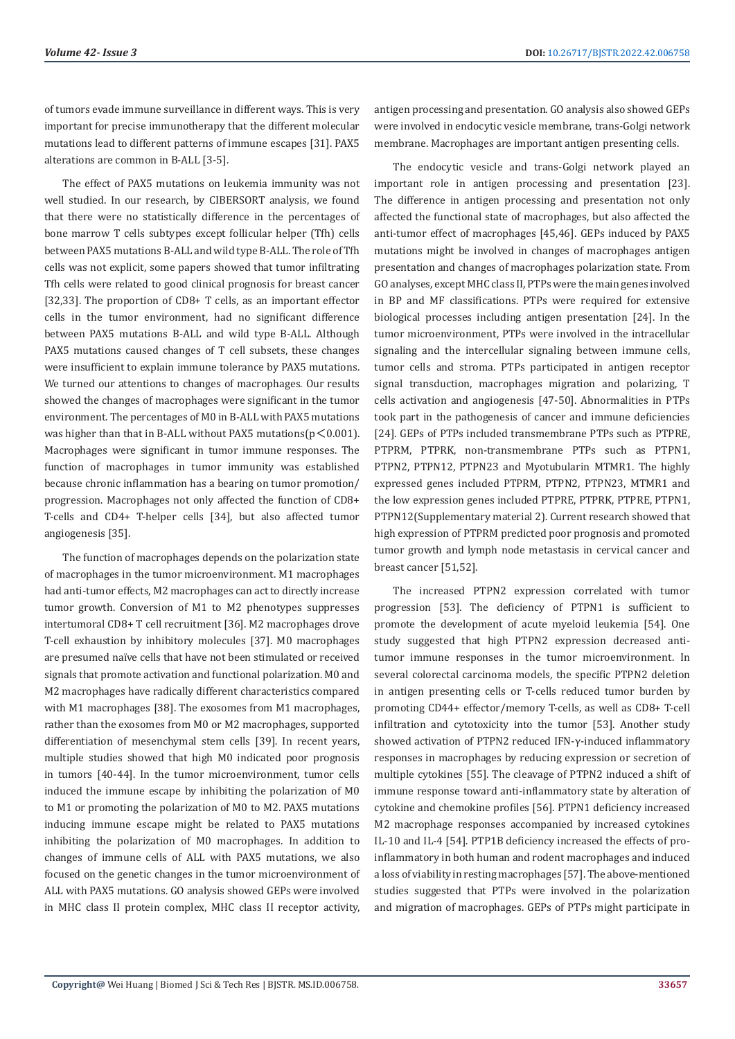of tumors evade immune surveillance in different ways. This is very important for precise immunotherapy that the different molecular mutations lead to different patterns of immune escapes [31]. PAX5 alterations are common in B-ALL [3-5].

The effect of PAX5 mutations on leukemia immunity was not well studied. In our research, by CIBERSORT analysis, we found that there were no statistically difference in the percentages of bone marrow T cells subtypes except follicular helper (Tfh) cells between PAX5 mutations B-ALL and wild type B-ALL. The role of Tfh cells was not explicit, some papers showed that tumor infiltrating Tfh cells were related to good clinical prognosis for breast cancer [32,33]. The proportion of CD8+ T cells, as an important effector cells in the tumor environment, had no significant difference between PAX5 mutations B-ALL and wild type B-ALL. Although PAX5 mutations caused changes of T cell subsets, these changes were insufficient to explain immune tolerance by PAX5 mutations. We turned our attentions to changes of macrophages. Our results showed the changes of macrophages were significant in the tumor environment. The percentages of M0 in B-ALL with PAX5 mutations was higher than that in B-ALL without PAX5 mutations($p < 0.001$). Macrophages were significant in tumor immune responses. The function of macrophages in tumor immunity was established because chronic inflammation has a bearing on tumor promotion/progression. Macrophages not only affected the function of CD8+ T-cells and CD4+ T-helper cells [34], but also affected tumor angiogenesis [35].

The function of macrophages depends on the polarization state of macrophages in the tumor microenvironment. M1 macrophages had anti-tumor effects, M2 macrophages can act to directly increase tumor growth. Conversion of M1 to M2 phenotypes suppresses intertumoral CD8+ T cell recruitment [36]. M2 macrophages drove T-cell exhaustion by inhibitory molecules [37]. M0 macrophages are presumed naïve cells that have not been stimulated or received signals that promote activation and functional polarization. M0 and M2 macrophages have radically different characteristics compared with M1 macrophages [38]. The exosomes from M1 macrophages, rather than the exosomes from M0 or M2 macrophages, supported differentiation of mesenchymal stem cells [39]. In recent years, multiple studies showed that high M0 indicated poor prognosis in tumors [40-44]. In the tumor microenvironment, tumor cells induced the immune escape by inhibiting the polarization of M0 to M1 or promoting the polarization of M0 to M2. PAX5 mutations inducing immune escape might be related to PAX5 mutations inhibiting the polarization of M0 macrophages. In addition to changes of immune cells of ALL with PAX5 mutations, we also focused on the genetic changes in the tumor microenvironment of ALL with PAX5 mutations. GO analysis showed GEPs were involved in MHC class II protein complex, MHC class II receptor activity, antigen processing and presentation. GO analysis also showed GEPs were involved in endocytic vesicle membrane, trans-Golgi network membrane. Macrophages are important antigen presenting cells.

The endocytic vesicle and trans-Golgi network played an important role in antigen processing and presentation [23]. The difference in antigen processing and presentation not only affected the functional state of macrophages, but also affected the anti-tumor effect of macrophages [45,46]. GEPs induced by PAX5 mutations might be involved in changes of macrophages antigen presentation and changes of macrophages polarization state. From GO analyses, except MHC class II, PTPs were the main genes involved in BP and MF classifications. PTPs were required for extensive biological processes including antigen presentation [24]. In the tumor microenvironment, PTPs were involved in the intracellular signaling and the intercellular signaling between immune cells, tumor cells and stroma. PTPs participated in antigen receptor signal transduction, macrophages migration and polarizing, T cells activation and angiogenesis [47-50]. Abnormalities in PTPs took part in the pathogenesis of cancer and immune deficiencies [24]. GEPs of PTPs included transmembrane PTPs such as PTPRE, PTPRM, PTPRK, non-transmembrane PTPs such as PTPN1, PTPN2, PTPN12, PTPN23 and Myotubularin MTMR1. The highly expressed genes included PTPRM, PTPN2, PTPN23, MTMR1 and the low expression genes included PTPRE, PTPRK, PTPRE, PTPN1, PTPN12(Supplementary material 2). Current research showed that high expression of PTPRM predicted poor prognosis and promoted tumor growth and lymph node metastasis in cervical cancer and breast cancer [51,52].

The increased PTPN2 expression correlated with tumor progression [53]. The deficiency of PTPN1 is sufficient to promote the development of acute myeloid leukemia [54]. One study suggested that high PTPN2 expression decreased anti-tumor immune responses in the tumor microenvironment. In several colorectal carcinoma models, the specific PTPN2 deletion in antigen presenting cells or T-cells reduced tumor burden by promoting CD44+ effector/memory T-cells, as well as CD8+ T-cell infiltration and cytotoxicity into the tumor [53]. Another study showed activation of PTPN2 reduced IFN-γ-induced inflammatory responses in macrophages by reducing expression or secretion of multiple cytokines [55]. The cleavage of PTPN2 induced a shift of immune response toward anti-inflammatory state by alteration of cytokine and chemokine profiles [56]. PTPN1 deficiency increased M2 macrophage responses accompanied by increased cytokines IL-10 and IL-4 [54]. PTP1B deficiency increased the effects of pro-inflammatory in both human and rodent macrophages and induced a loss of viability in resting macrophages [57]. The above-mentioned studies suggested that PTPs were involved in the polarization and migration of macrophages. GEPs of PTPs might participate in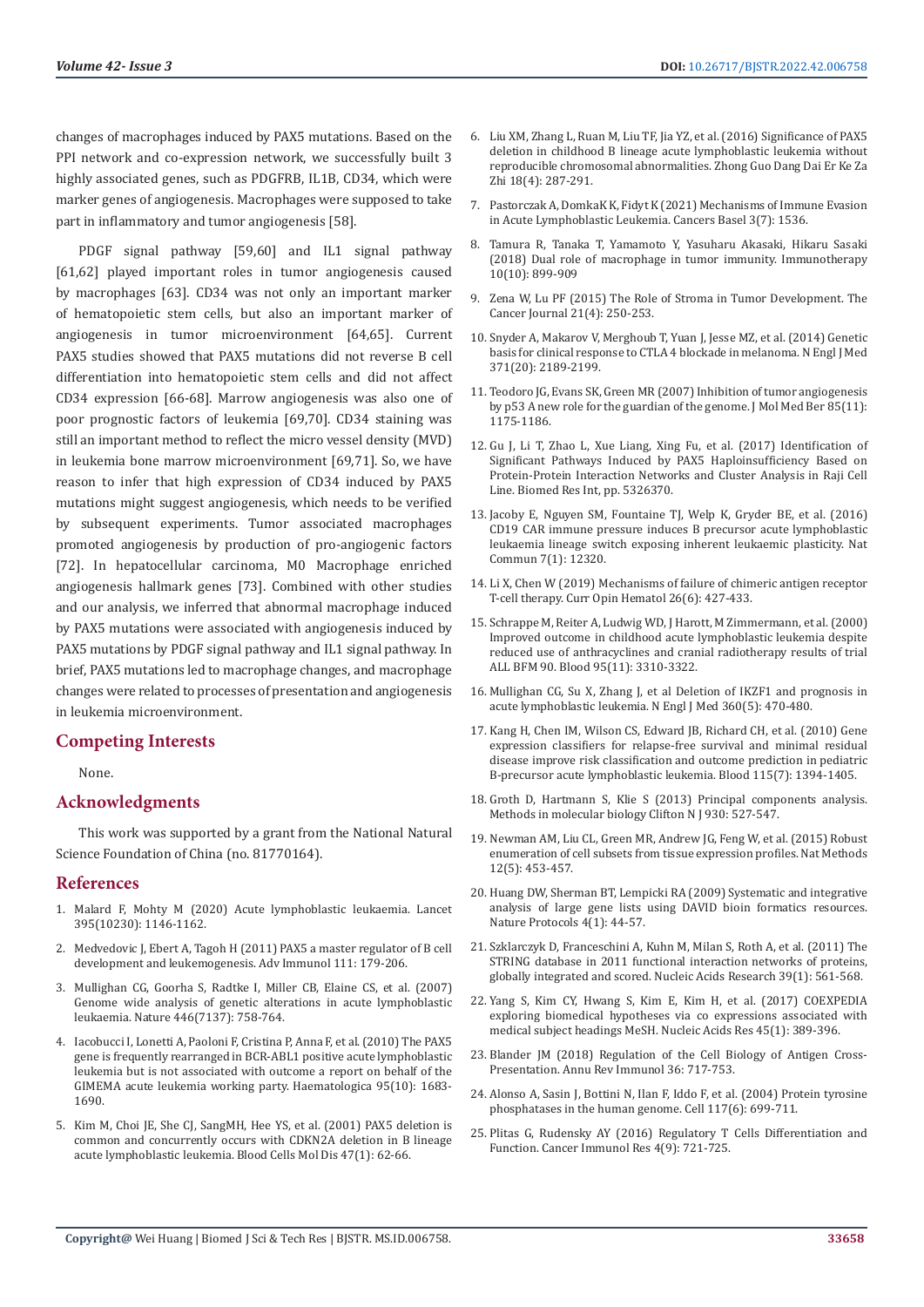changes of macrophages induced by PAX5 mutations. Based on the PPI network and co-expression network, we successfully built 3 highly associated genes, such as PDGFRB, IL1B, CD34, which were marker genes of angiogenesis. Macrophages were supposed to take part in inflammatory and tumor angiogenesis [58].

PDGF signal pathway [59,60] and IL1 signal pathway [61,62] played important roles in tumor angiogenesis caused by macrophages [63]. CD34 was not only an important marker of hematopoietic stem cells, but also an important marker of angiogenesis in tumor microenvironment [64,65]. Current PAX5 studies showed that PAX5 mutations did not reverse B cell differentiation into hematopoietic stem cells and did not affect CD34 expression [66-68]. Marrow angiogenesis was also one of poor prognostic factors of leukemia [69,70]. CD34 staining was still an important method to reflect the micro vessel density (MVD) in leukemia bone marrow microenvironment [69,71]. So, we have reason to infer that high expression of CD34 induced by PAX5 mutations might suggest angiogenesis, which needs to be verified by subsequent experiments. Tumor associated macrophages promoted angiogenesis by production of pro-angiogenic factors [72]. In hepatocellular carcinoma, M0 Macrophage enriched angiogenesis hallmark genes [73]. Combined with other studies and our analysis, we inferred that abnormal macrophage induced by PAX5 mutations were associated with angiogenesis induced by PAX5 mutations by PDGF signal pathway and IL1 signal pathway. In brief, PAX5 mutations led to macrophage changes, and macrophage changes were related to processes of presentation and angiogenesis in leukemia microenvironment.

## Competing Interests

None.

## Acknowledgments

This work was supported by a grant from the National Natural Science Foundation of China (no. 81770164).

## References

1. Malard F, Mohty M (2020) Acute lymphoblastic leukaemia. Lancet 395(10230): 1146-1162.
2. Medvedovic J, Ebert A, Tagoh H (2011) PAX5 a master regulator of B cell development and leukemogenesis. Adv Immunol 111: 179-206.
3. Mullighan CG, Goorha S, Radtke I, Miller CB, Elaine CS, et al. (2007) Genome wide analysis of genetic alterations in acute lymphoblastic leukaemia. Nature 446(7137): 758-764.
4. Iacobucci I, Lonetti A, Paoloni F, Cristina P, Anna F, et al. (2010) The PAX5 gene is frequently rearranged in BCR-ABL1 positive acute lymphoblastic leukemia but is not associated with outcome a report on behalf of the GIMEMA acute leukemia working party. Haematologica 95(10): 1683-1690.
5. Kim M, Choi JE, She CJ, SangMH, Hee YS, et al. (2001) PAX5 deletion is common and concurrently occurs with CDKN2A deletion in B lineage acute lymphoblastic leukemia. Blood Cells Mol Dis 47(1): 62-66.
6. Liu XM, Zhang L, Ruan M, Liu TF, Jia YZ, et al. (2016) Significance of PAX5 deletion in childhood B lineage acute lymphoblastic leukemia without reproducible chromosomal abnormalities. Zhong Guo Dang Dai Er Ke Za Zhi 18(4): 287-291.
7. Pastorczak A, DomkaK K, Fidyt K (2021) Mechanisms of Immune Evasion in Acute Lymphoblastic Leukemia. Cancers Basel 3(7): 1536.
8. Tamura R, Tanaka T, Yamamoto Y, Yasuharu Akasaki, Hikaru Sasaki (2018) Dual role of macrophage in tumor immunity. Immunotherapy 10(10): 899-909
9. Zena W, Lu PF (2015) The Role of Stroma in Tumor Development. The Cancer Journal 21(4): 250-253.
10. Snyder A, Makarov V, Merghoub T, Yuan J, Jesse MZ, et al. (2014) Genetic basis for clinical response to CTLA 4 blockade in melanoma. N Engl J Med 371(20): 2189-2199.
11. Teodoro JG, Evans SK, Green MR (2007) Inhibition of tumor angiogenesis by p53 A new role for the guardian of the genome. J Mol Med Ber 85(11): 1175-1186.
12. Gu J, Li T, Zhao L, Xue Liang, Xing Fu, et al. (2017) Identification of Significant Pathways Induced by PAX5 Haploinsufficiency Based on Protein-Protein Interaction Networks and Cluster Analysis in Raji Cell Line. Biomed Res Int, pp. 5326370.
13. Jacoby E, Nguyen SM, Fountaine TJ, Welp K, Gryder BE, et al. (2016) CD19 CAR immune pressure induces B precursor acute lymphoblastic leukaemia lineage switch exposing inherent leukaemic plasticity. Nat Commun 7(1): 12320.
14. Li X, Chen W (2019) Mechanisms of failure of chimeric antigen receptor T-cell therapy. Curr Opin Hematol 26(6): 427-433.
15. Schrappe M, Reiter A, Ludwig WD, J Harott, M Zimmermann, et al. (2000) Improved outcome in childhood acute lymphoblastic leukemia despite reduced use of anthracyclines and cranial radiotherapy results of trial ALL BFM 90. Blood 95(11): 3310-3322.
16. Mullighan CG, Su X, Zhang J, et al Deletion of IKZF1 and prognosis in acute lymphoblastic leukemia. N Engl J Med 360(5): 470-480.
17. Kang H, Chen IM, Wilson CS, Edward JB, Richard CH, et al. (2010) Gene expression classifiers for relapse-free survival and minimal residual disease improve risk classification and outcome prediction in pediatric B-precursor acute lymphoblastic leukemia. Blood 115(7): 1394-1405.
18. Groth D, Hartmann S, Klie S (2013) Principal components analysis. Methods in molecular biology Clifton N J 930: 527-547.
19. Newman AM, Liu CL, Green MR, Andrew JG, Feng W, et al. (2015) Robust enumeration of cell subsets from tissue expression profiles. Nat Methods 12(5): 453-457.
20. Huang DW, Sherman BT, Lempicki RA (2009) Systematic and integrative analysis of large gene lists using DAVID bioin formatics resources. Nature Protocols 4(1): 44-57.
21. Szklarczyk D, Franceschini A, Kuhn M, Milan S, Roth A, et al. (2011) The STRING database in 2011 functional interaction networks of proteins, globally integrated and scored. Nucleic Acids Research 39(1): 561-568.
22. Yang S, Kim CY, Hwang S, Kim E, Kim H, et al. (2017) COEXPEDIA exploring biomedical hypotheses via co expressions associated with medical subject headings MeSH. Nucleic Acids Res 45(1): 389-396.
23. Blander JM (2018) Regulation of the Cell Biology of Antigen Cross-Presentation. Annu Rev Immunol 36: 717-753.
24. Alonso A, Sasin J, Bottini N, Ilan F, Iddo F, et al. (2004) Protein tyrosine phosphatases in the human genome. Cell 117(6): 699-711.
25. Plitas G, Rudensky AY (2016) Regulatory T Cells Differentiation and Function. Cancer Immunol Res 4(9): 721-725.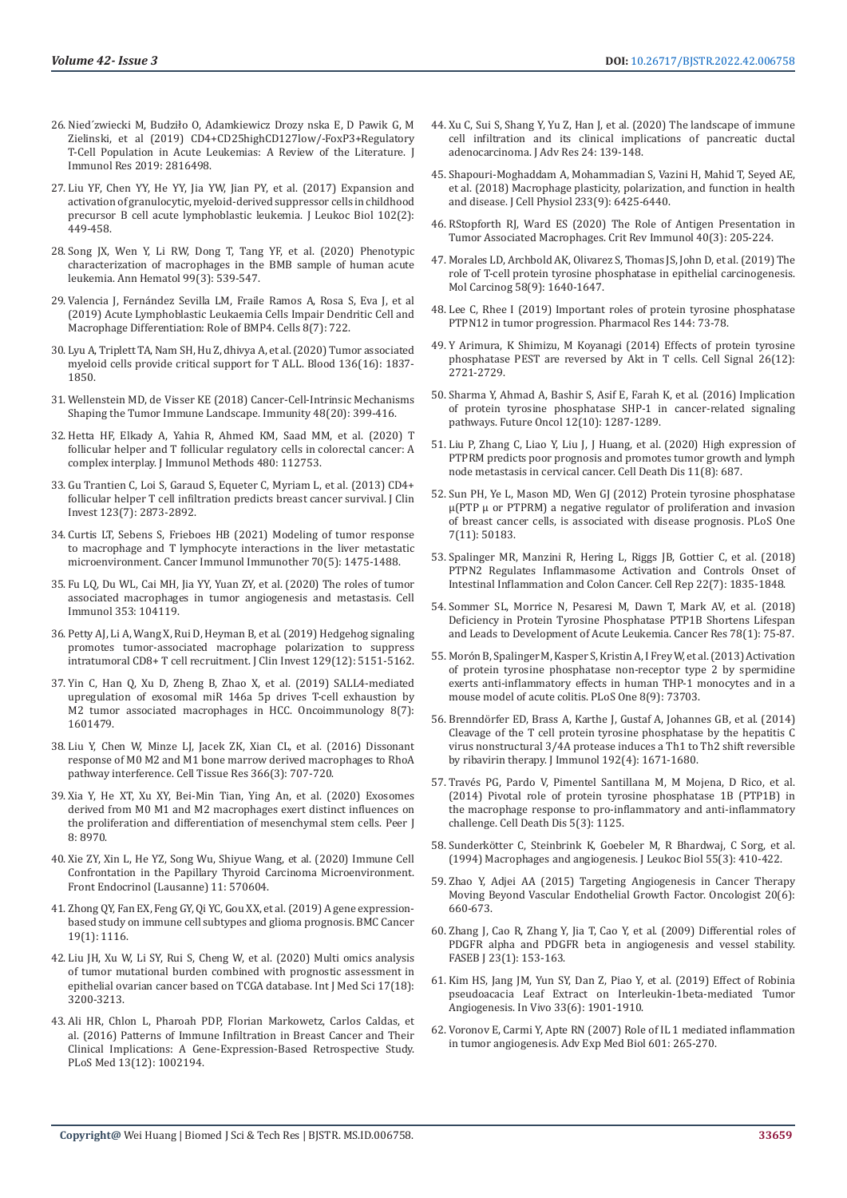26. Nied´zwiecki M, Budziło O, Adamkiewicz Drozy nska E, D Pawik G, M Zielinski, et al (2019) CD4+CD25highCD127low/-FoxP3+Regulatory T-Cell Population in Acute Leukemias: A Review of the Literature. J Immunol Res 2019: 2816498.
27. Liu YF, Chen YY, He YY, Jia YW, Jian PY, et al. (2017) Expansion and activation of granulocytic, myeloid-derived suppressor cells in childhood precursor B cell acute lymphoblastic leukemia. J Leukoc Biol 102(2): 449-458.
28. Song JX, Wen Y, Li RW, Dong T, Tang YF, et al. (2020) Phenotypic characterization of macrophages in the BMB sample of human acute leukemia. Ann Hematol 99(3): 539-547.
29. Valencia J, Fernández Sevilla LM, Fraile Ramos A, Rosa S, Eva J, et al (2019) Acute Lymphoblastic Leukaemia Cells Impair Dendritic Cell and Macrophage Differentiation: Role of BMP4. Cells 8(7): 722.
30. Lyu A, Triplett TA, Nam SH, Hu Z, dhivya A, et al. (2020) Tumor associated myeloid cells provide critical support for T ALL. Blood 136(16): 1837-1850.
31. Wellenstein MD, de Visser KE (2018) Cancer-Cell-Intrinsic Mechanisms Shaping the Tumor Immune Landscape. Immunity 48(20): 399-416.
32. Hetta HF, Elkady A, Yahia R, Ahmed KM, Saad MM, et al. (2020) T follicular helper and T follicular regulatory cells in colorectal cancer: A complex interplay. J Immunol Methods 480: 112753.
33. Gu Trantien C, Loi S, Garaud S, Equeter C, Myriam L, et al. (2013) CD4+ follicular helper T cell infiltration predicts breast cancer survival. J Clin Invest 123(7): 2873-2892.
34. Curtis LT, Sebens S, Frieboes HB (2021) Modeling of tumor response to macrophage and T lymphocyte interactions in the liver metastatic microenvironment. Cancer Immunol Immunother 70(5): 1475-1488.
35. Fu LQ, Du WL, Cai MH, Jia YY, Yuan ZY, et al. (2020) The roles of tumor associated macrophages in tumor angiogenesis and metastasis. Cell Immunol 353: 104119.
36. Petty AJ, Li A, Wang X, Rui D, Heyman B, et al. (2019) Hedgehog signaling promotes tumor-associated macrophage polarization to suppress intratumoral CD8+ T cell recruitment. J Clin Invest 129(12): 5151-5162.
37. Yin C, Han Q, Xu D, Zheng B, Zhao X, et al. (2019) SALL4-mediated upregulation of exosomal miR 146a 5p drives T-cell exhaustion by M2 tumor associated macrophages in HCC. Oncoimmunology 8(7): 1601479.
38. Liu Y, Chen W, Minze LJ, Jacek ZK, Xian CL, et al. (2016) Dissonant response of M0 M2 and M1 bone marrow derived macrophages to RhoA pathway interference. Cell Tissue Res 366(3): 707-720.
39. Xia Y, He XT, Xu XY, Bei-Min Tian, Ying An, et al. (2020) Exosomes derived from M0 M1 and M2 macrophages exert distinct influences on the proliferation and differentiation of mesenchymal stem cells. Peer J 8: 8970.
40. Xie ZY, Xin L, He YZ, Song Wu, Shiyue Wang, et al. (2020) Immune Cell Confrontation in the Papillary Thyroid Carcinoma Microenvironment. Front Endocrinol (Lausanne) 11: 570604.
41. Zhong QY, Fan EX, Feng GY, Qi YC, Gou XX, et al. (2019) A gene expression-based study on immune cell subtypes and glioma prognosis. BMC Cancer 19(1): 1116.
42. Liu JH, Xu W, Li SY, Rui S, Cheng W, et al. (2020) Multi omics analysis of tumor mutational burden combined with prognostic assessment in epithelial ovarian cancer based on TCGA database. Int J Med Sci 17(18): 3200-3213.
43. Ali HR, Chlon L, Pharoah PDP, Florian Markowetz, Carlos Caldas, et al. (2016) Patterns of Immune Infiltration in Breast Cancer and Their Clinical Implications: A Gene-Expression-Based Retrospective Study. PLoS Med 13(12): 1002194.
44. Xu C, Sui S, Shang Y, Yu Z, Han J, et al. (2020) The landscape of immune cell infiltration and its clinical implications of pancreatic ductal adenocarcinoma. J Adv Res 24: 139-148.
45. Shapouri-Moghaddam A, Mohammadian S, Vazini H, Mahid T, Seyed AE, et al. (2018) Macrophage plasticity, polarization, and function in health and disease. J Cell Physiol 233(9): 6425-6440.
46. RStopforth RJ, Ward ES (2020) The Role of Antigen Presentation in Tumor Associated Macrophages. Crit Rev Immunol 40(3): 205-224.
47. Morales LD, Archbold AK, Olivarez S, Thomas JS, John D, et al. (2019) The role of T-cell protein tyrosine phosphatase in epithelial carcinogenesis. Mol Carcinog 58(9): 1640-1647.
48. Lee C, Rhee I (2019) Important roles of protein tyrosine phosphatase PTPN12 in tumor progression. Pharmacol Res 144: 73-78.
49. Y Arimura, K Shimizu, M Koyanagi (2014) Effects of protein tyrosine phosphatase PEST are reversed by Akt in T cells. Cell Signal 26(12): 2721-2729.
50. Sharma Y, Ahmad A, Bashir S, Asif E, Farah K, et al. (2016) Implication of protein tyrosine phosphatase SHP-1 in cancer-related signaling pathways. Future Oncol 12(10): 1287-1289.
51. Liu P, Zhang C, Liao Y, Liu J, J Huang, et al. (2020) High expression of PTPRM predicts poor prognosis and promotes tumor growth and lymph node metastasis in cervical cancer. Cell Death Dis 11(8): 687.
52. Sun PH, Ye L, Mason MD, Wen GJ (2012) Protein tyrosine phosphatase µ(PTP µ or PTPRM) a negative regulator of proliferation and invasion of breast cancer cells, is associated with disease prognosis. PLoS One 7(11): 50183.
53. Spalinger MR, Manzini R, Hering L, Riggs JB, Gottier C, et al. (2018) PTPN2 Regulates Inflammasome Activation and Controls Onset of Intestinal Inflammation and Colon Cancer. Cell Rep 22(7): 1835-1848.
54. Sommer SL, Morrice N, Pesaresi M, Dawn T, Mark AV, et al. (2018) Deficiency in Protein Tyrosine Phosphatase PTP1B Shortens Lifespan and Leads to Development of Acute Leukemia. Cancer Res 78(1): 75-87.
55. Morón B, Spalinger M, Kasper S, Kristin A, I Frey W, et al. (2013) Activation of protein tyrosine phosphatase non-receptor type 2 by spermidine exerts anti-inflammatory effects in human THP-1 monocytes and in a mouse model of acute colitis. PLoS One 8(9): 73703.
56. Brenndörfer ED, Brass A, Karthe J, Gustaf A, Johannes GB, et al. (2014) Cleavage of the T cell protein tyrosine phosphatase by the hepatitis C virus nonstructural 3/4A protease induces a Th1 to Th2 shift reversible by ribavirin therapy. J Immunol 192(4): 1671-1680.
57. Través PG, Pardo V, Pimentel Santillana M, M Mojena, D Rico, et al. (2014) Pivotal role of protein tyrosine phosphatase 1B (PTP1B) in the macrophage response to pro-inflammatory and anti-inflammatory challenge. Cell Death Dis 5(3): 1125.
58. Sunderkötter C, Steinbrink K, Goebeler M, R Bhardwaj, C Sorg, et al. (1994) Macrophages and angiogenesis. J Leukoc Biol 55(3): 410-422.
59. Zhao Y, Adjei AA (2015) Targeting Angiogenesis in Cancer Therapy Moving Beyond Vascular Endothelial Growth Factor. Oncologist 20(6): 660-673.
60. Zhang J, Cao R, Zhang Y, Jia T, Cao Y, et al. (2009) Differential roles of PDGFR alpha and PDGFR beta in angiogenesis and vessel stability. FASEB J 23(1): 153-163.
61. Kim HS, Jang JM, Yun SY, Dan Z, Piao Y, et al. (2019) Effect of Robinia pseudoacacia Leaf Extract on Interleukin-1beta-mediated Tumor Angiogenesis. In Vivo 33(6): 1901-1910.
62. Voronov E, Carmi Y, Apte RN (2007) Role of IL 1 mediated inflammation in tumor angiogenesis. Adv Exp Med Biol 601: 265-270.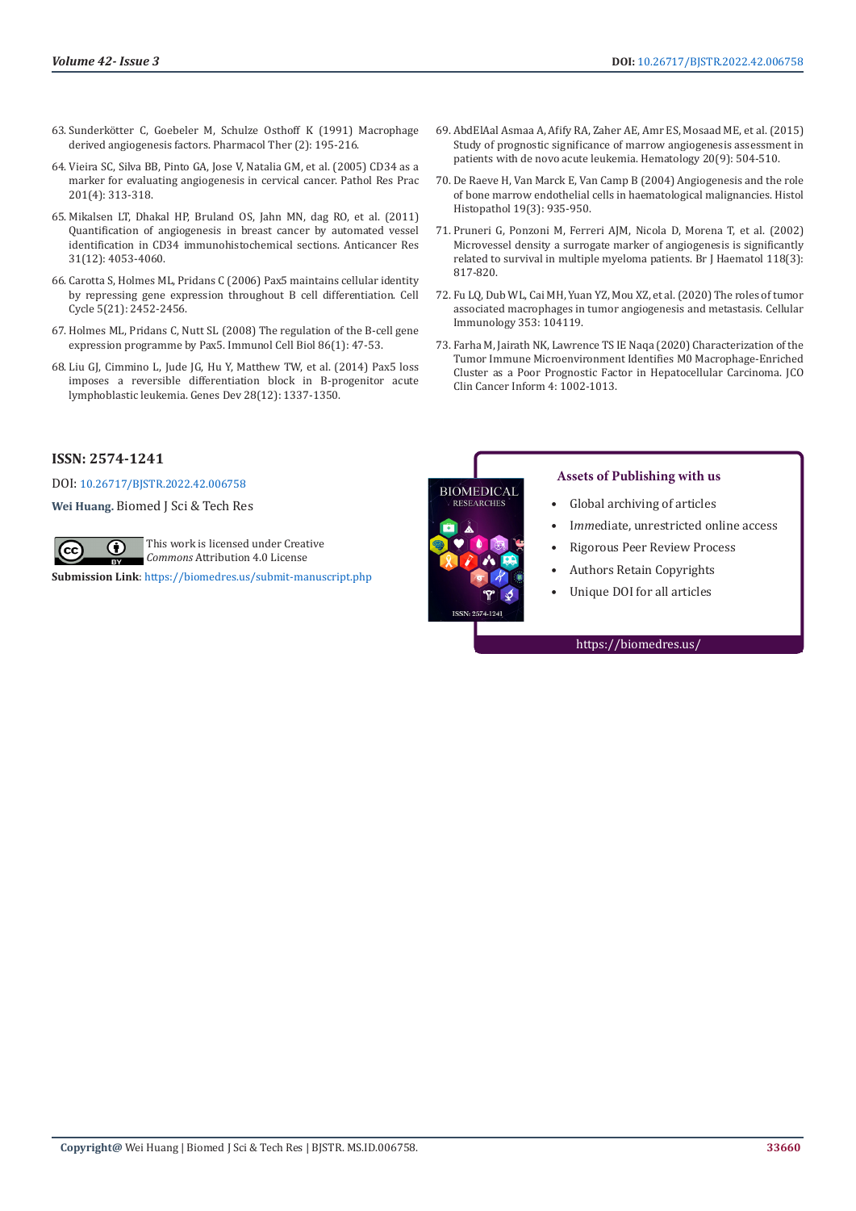63. Sunderkötter C, Goebeler M, Schulze Osthoff K (1991) Macrophage derived angiogenesis factors. Pharmacol Ther (2): 195-216.
64. Vieira SC, Silva BB, Pinto GA, Jose V, Natalia GM, et al. (2005) CD34 as a marker for evaluating angiogenesis in cervical cancer. Pathol Res Prac 201(4): 313-318.
65. Mikalsen LT, Dhakal HP, Bruland OS, Jahn MN, dag RO, et al. (2011) Quantification of angiogenesis in breast cancer by automated vessel identification in CD34 immunohistochemical sections. Anticancer Res 31(12): 4053-4060.
66. Carotta S, Holmes ML, Pridans C (2006) Pax5 maintains cellular identity by repressing gene expression throughout B cell differentiation. Cell Cycle 5(21): 2452-2456.
67. Holmes ML, Pridans C, Nutt SL (2008) The regulation of the B-cell gene expression programme by Pax5. Immunol Cell Biol 86(1): 47-53.
68. Liu GJ, Cimmino L, Jude JG, Hu Y, Matthew TW, et al. (2014) Pax5 loss imposes a reversible differentiation block in B-progenitor acute lymphoblastic leukemia. Genes Dev 28(12): 1337-1350.
69. AbdElAal Asmaa A, Afify RA, Zaher AE, Amr ES, Mosaad ME, et al. (2015) Study of prognostic significance of marrow angiogenesis assessment in patients with de novo acute leukemia. Hematology 20(9): 504-510.
70. De Raeve H, Van Marck E, Van Camp B (2004) Angiogenesis and the role of bone marrow endothelial cells in haematological malignancies. Histol Histopathol 19(3): 935-950.
71. Pruneri G, Ponzoni M, Ferreri AJM, Nicola D, Morena T, et al. (2002) Microvessel density a surrogate marker of angiogenesis is significantly related to survival in multiple myeloma patients. Br J Haematol 118(3): 817-820.
72. Fu LQ, Dub WL, Cai MH, Yuan YZ, Mou XZ, et al. (2020) The roles of tumor associated macrophages in tumor angiogenesis and metastasis. Cellular Immunology 353: 104119.
73. Farha M, Jairath NK, Lawrence TS IE Naqa (2020) Characterization of the Tumor Immune Microenvironment Identifies M0 Macrophage-Enriched Cluster as a Poor Prognostic Factor in Hepatocellular Carcinoma. JCO Clin Cancer Inform 4: 1002-1013.

**ISSN: 2574-1241**

DOI: 10.26717/BJSTR.2022.42.006758

**Wei Huang.** Biomed J Sci & Tech Res

This work is licensed under Creative *Commons* Attribution 4.0 License

**Submission Link**: https://biomedres.us/submit-manuscript.php

BIOMEDICAL RESEARCHES

ISSN: 2574-1241

**Assets of Publishing with us**

- Global archiving of articles
- Immediate, unrestricted online access
- Rigorous Peer Review Process
- Authors Retain Copyrights
- Unique DOI for all articles

https://biomedres.us/